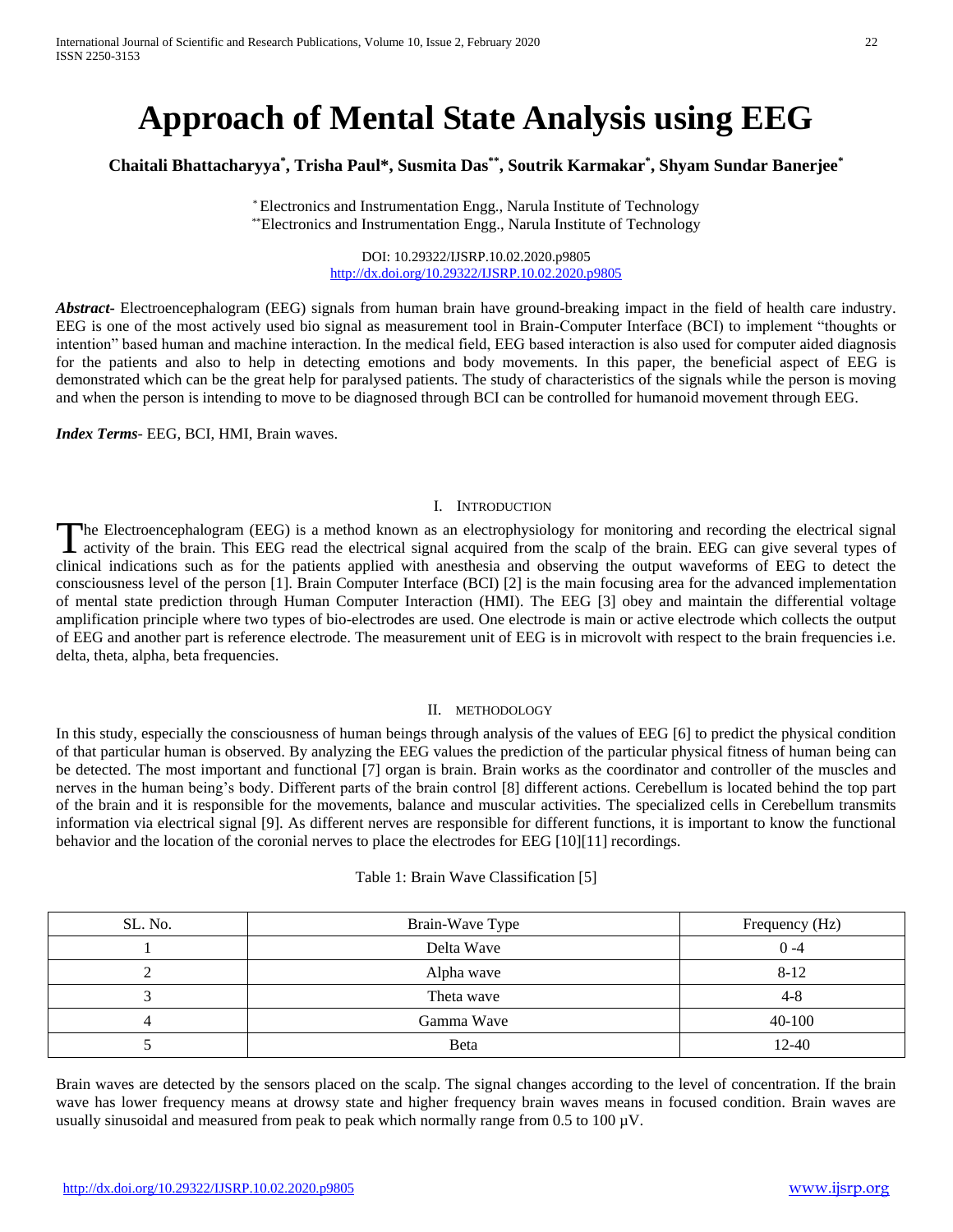# Approach of Mental State Analysis using EEG

**Chaitali Bhattacharyya[*], Trisha Paul*, Susmita Das[**], Soutrik Karmakar[*], Shyam Sundar Banerjee[*]**

[*] Electronics and Instrumentation Engg., Narula Institute of Technology
[**] Electronics and Instrumentation Engg., Narula Institute of Technology

DOI: 10.29322/IJSRP.10.02.2020.p9805
http://dx.doi.org/10.29322/IJSRP.10.02.2020.p9805

***Abstract***- Electroencephalogram (EEG) signals from human brain have ground-breaking impact in the field of health care industry. EEG is one of the most actively used bio signal as measurement tool in Brain-Computer Interface (BCI) to implement "thoughts or intention" based human and machine interaction. In the medical field, EEG based interaction is also used for computer aided diagnosis for the patients and also to help in detecting emotions and body movements. In this paper, the beneficial aspect of EEG is demonstrated which can be the great help for paralysed patients. The study of characteristics of the signals while the person is moving and when the person is intending to move to be diagnosed through BCI can be controlled for humanoid movement through EEG.

***Index Terms***- EEG, BCI, HMI, Brain waves.

## I. Introduction

The Electroencephalogram (EEG) is a method known as an electrophysiology for monitoring and recording the electrical signal activity of the brain. This EEG read the electrical signal acquired from the scalp of the brain. EEG can give several types of clinical indications such as for the patients applied with anesthesia and observing the output waveforms of EEG to detect the consciousness level of the person [1]. Brain Computer Interface (BCI) [2] is the main focusing area for the advanced implementation of mental state prediction through Human Computer Interaction (HMI). The EEG [3] obey and maintain the differential voltage amplification principle where two types of bio-electrodes are used. One electrode is main or active electrode which collects the output of EEG and another part is reference electrode. The measurement unit of EEG is in microvolt with respect to the brain frequencies i.e. delta, theta, alpha, beta frequencies.

## II. Methodology

In this study, especially the consciousness of human beings through analysis of the values of EEG [6] to predict the physical condition of that particular human is observed. By analyzing the EEG values the prediction of the particular physical fitness of human being can be detected. The most important and functional [7] organ is brain. Brain works as the coordinator and controller of the muscles and nerves in the human being's body. Different parts of the brain control [8] different actions. Cerebellum is located behind the top part of the brain and it is responsible for the movements, balance and muscular activities. The specialized cells in Cerebellum transmits information via electrical signal [9]. As different nerves are responsible for different functions, it is important to know the functional behavior and the location of the coronial nerves to place the electrodes for EEG [10][11] recordings.

Table 1: Brain Wave Classification [5]

| SL. No. | Brain-Wave Type | Frequency (Hz) |
|---|---|---|
| 1 | Delta Wave | 0 -4 |
| 2 | Alpha wave | 8-12 |
| 3 | Theta wave | 4-8 |
| 4 | Gamma Wave | 40-100 |
| 5 | Beta | 12-40 |

Brain waves are detected by the sensors placed on the scalp. The signal changes according to the level of concentration. If the brain wave has lower frequency means at drowsy state and higher frequency brain waves means in focused condition. Brain waves are usually sinusoidal and measured from peak to peak which normally range from 0.5 to 100 µV.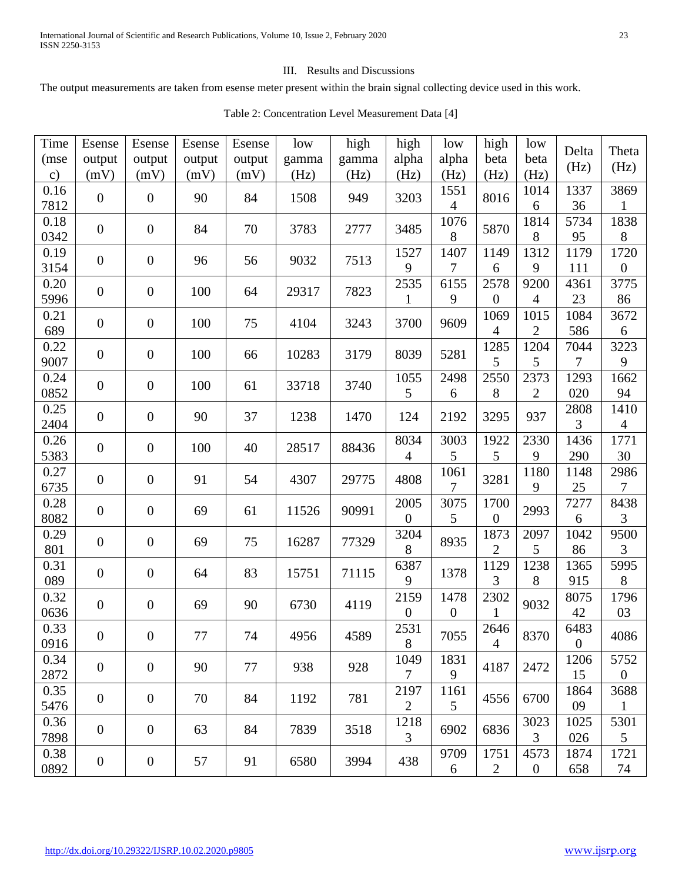## III. Results and Discussions

The output measurements are taken from esense meter present within the brain signal collecting device used in this work.

Table 2: Concentration Level Measurement Data [4]

| Time (msec) | Esense output (mV) | Esense output (mV) | Esense output (mV) | Esense output (mV) | low gamma (Hz) | high gamma (Hz) | high alpha (Hz) | low alpha (Hz) | high beta (Hz) | low beta (Hz) | Delta (Hz) | Theta (Hz) |
|---|---|---|---|---|---|---|---|---|---|---|---|---|
| 0.167812 | 0 | 0 | 90 | 84 | 1508 | 949 | 3203 | 15514 | 8016 | 10146 | 133736 | 38691 |
| 0.180342 | 0 | 0 | 84 | 70 | 3783 | 2777 | 3485 | 10768 | 5870 | 18148 | 573495 | 18388 |
| 0.193154 | 0 | 0 | 96 | 56 | 9032 | 7513 | 15279 | 14077 | 11496 | 13129 | 1179111 | 17200 |
| 0.205996 | 0 | 0 | 100 | 64 | 29317 | 7823 | 25351 | 61559 | 25780 | 92004 | 436123 | 377586 |
| 0.21689 | 0 | 0 | 100 | 75 | 4104 | 3243 | 3700 | 9609 | 10694 | 10152 | 1084586 | 36726 |
| 0.229007 | 0 | 0 | 100 | 66 | 10283 | 3179 | 8039 | 5281 | 12855 | 12045 | 70447 | 32239 |
| 0.240852 | 0 | 0 | 100 | 61 | 33718 | 3740 | 10555 | 24986 | 25508 | 23732 | 1293020 | 166294 |
| 0.252404 | 0 | 0 | 90 | 37 | 1238 | 1470 | 124 | 2192 | 3295 | 937 | 28083 | 14104 |
| 0.265383 | 0 | 0 | 100 | 40 | 28517 | 88436 | 80344 | 30035 | 19225 | 23309 | 1436290 | 177130 |
| 0.276735 | 0 | 0 | 91 | 54 | 4307 | 29775 | 4808 | 10617 | 3281 | 11809 | 114825 | 29867 |
| 0.288082 | 0 | 0 | 69 | 61 | 11526 | 90991 | 20050 | 30755 | 17000 | 2993 | 72776 | 84383 |
| 0.29801 | 0 | 0 | 69 | 75 | 16287 | 77329 | 32048 | 8935 | 18732 | 20975 | 104286 | 95003 |
| 0.31089 | 0 | 0 | 64 | 83 | 15751 | 71115 | 63879 | 1378 | 11293 | 12388 | 1365915 | 59958 |
| 0.320636 | 0 | 0 | 69 | 90 | 6730 | 4119 | 21590 | 14780 | 23021 | 9032 | 807542 | 179603 |
| 0.330916 | 0 | 0 | 77 | 74 | 4956 | 4589 | 25318 | 7055 | 26464 | 8370 | 64830 | 4086 |
| 0.342872 | 0 | 0 | 90 | 77 | 938 | 928 | 10497 | 18319 | 4187 | 2472 | 120615 | 57520 |
| 0.355476 | 0 | 0 | 70 | 84 | 1192 | 781 | 21972 | 11615 | 4556 | 6700 | 186409 | 36881 |
| 0.367898 | 0 | 0 | 63 | 84 | 7839 | 3518 | 12183 | 6902 | 6836 | 30233 | 1025026 | 53015 |
| 0.380892 | 0 | 0 | 57 | 91 | 6580 | 3994 | 438 | 97096 | 17512 | 45730 | 1874658 | 172174 |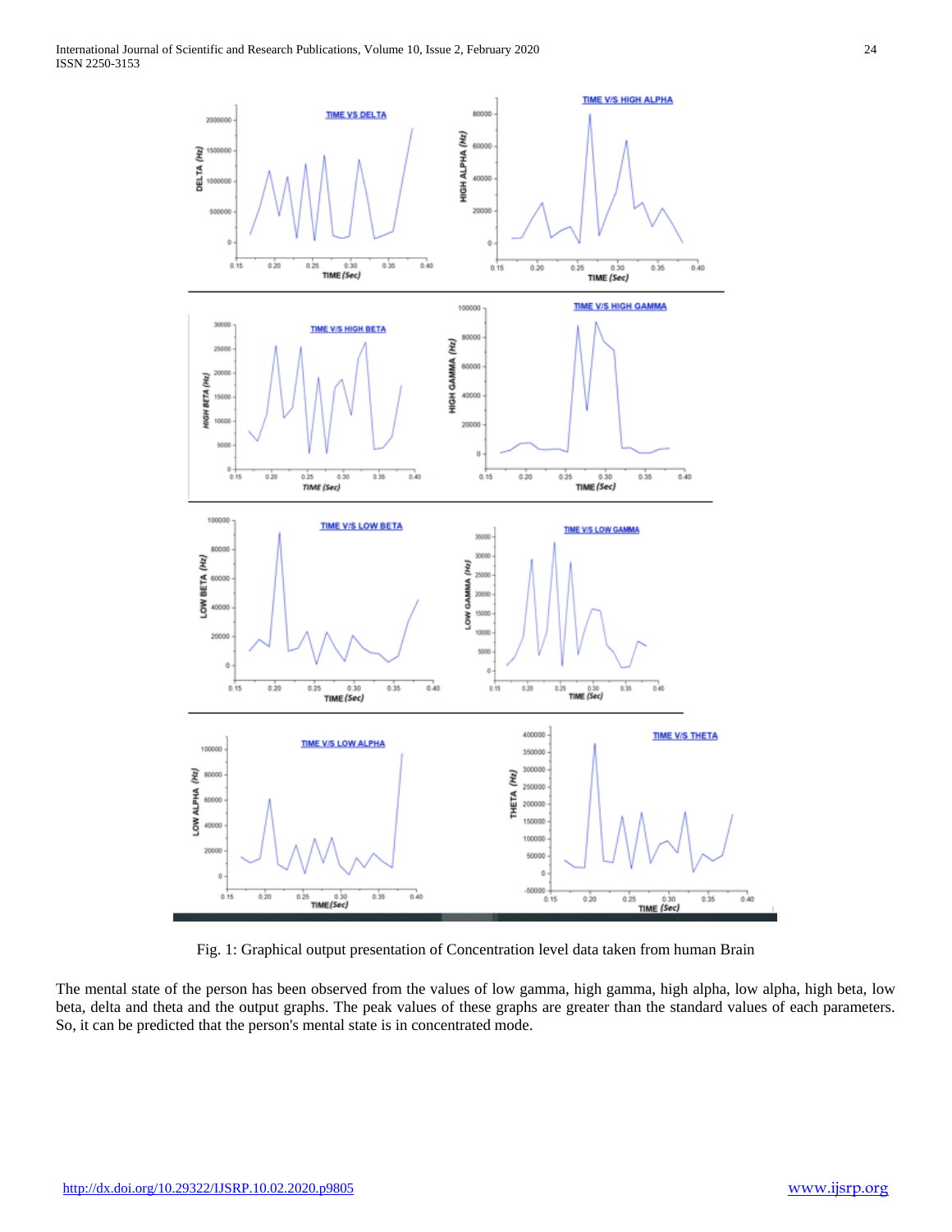Fig. 1: Graphical output presentation of Concentration level data taken from human Brain

The mental state of the person has been observed from the values of low gamma, high gamma, high alpha, low alpha, high beta, low beta, delta and theta and the output graphs. The peak values of these graphs are greater than the standard values of each parameters. So, it can be predicted that the person's mental state is in concentrated mode.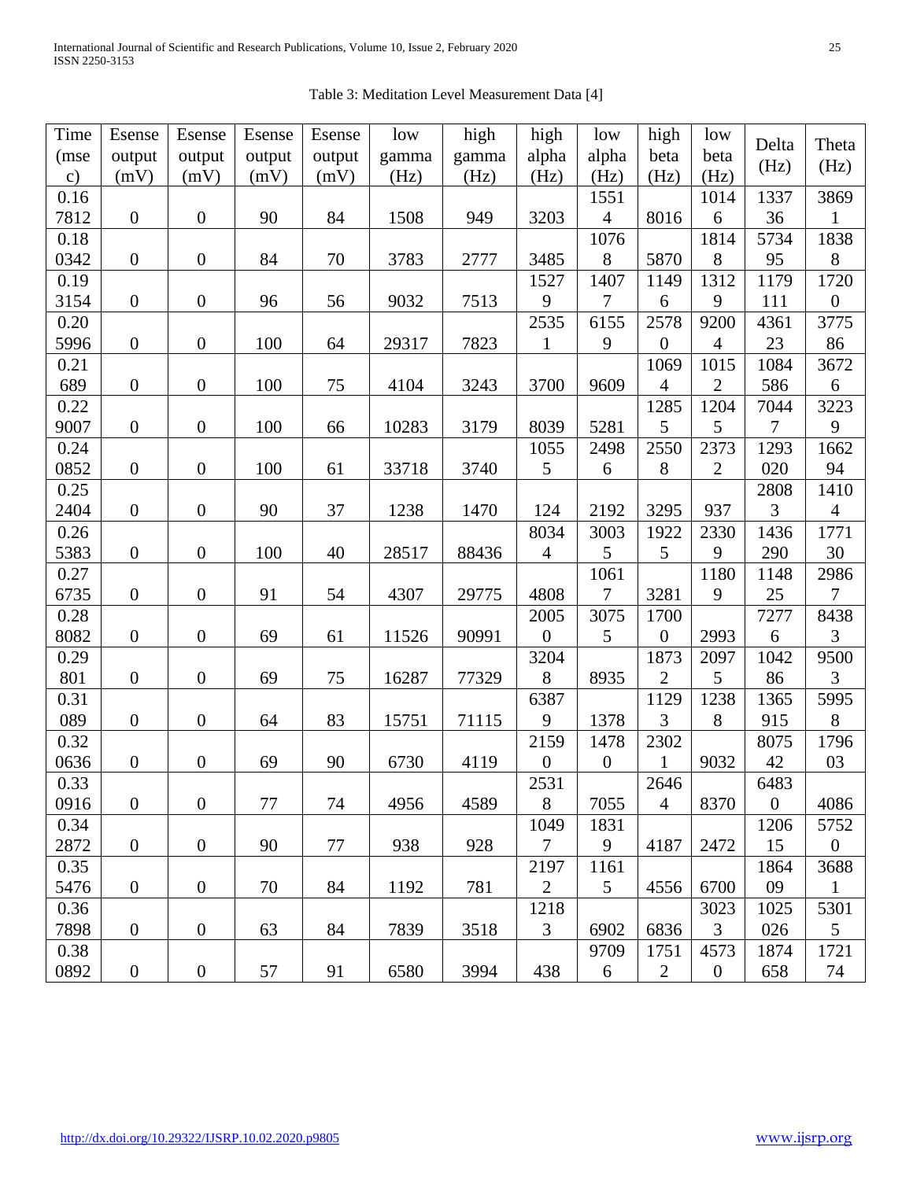Table 3: Meditation Level Measurement Data [4]

| Time (msec) | Esense output (mV) | Esense output (mV) | Esense output (mV) | Esense output (mV) | low gamma (Hz) | high gamma (Hz) | high alpha (Hz) | low alpha (Hz) | high beta (Hz) | low beta (Hz) | Delta (Hz) | Theta (Hz) |
|---|---|---|---|---|---|---|---|---|---|---|---|---|
| 0.167812 | 0 | 0 | 90 | 84 | 1508 | 949 | 3203 | 15514 | 8016 | 10146 | 133736 | 38691 |
| 0.180342 | 0 | 0 | 84 | 70 | 3783 | 2777 | 3485 | 10768 | 5870 | 18148 | 573495 | 18388 |
| 0.193154 | 0 | 0 | 96 | 56 | 9032 | 7513 | 15279 | 14077 | 11496 | 13129 | 1179111 | 17200 |
| 0.205996 | 0 | 0 | 100 | 64 | 29317 | 7823 | 25351 | 61559 | 25780 | 92004 | 436123 | 377586 |
| 0.21689 | 0 | 0 | 100 | 75 | 4104 | 3243 | 3700 | 9609 | 10694 | 10152 | 1084586 | 36726 |
| 0.229007 | 0 | 0 | 100 | 66 | 10283 | 3179 | 8039 | 5281 | 12855 | 12045 | 70447 | 32239 |
| 0.240852 | 0 | 0 | 100 | 61 | 33718 | 3740 | 10555 | 24986 | 25508 | 23732 | 1293020 | 166294 |
| 0.252404 | 0 | 0 | 90 | 37 | 1238 | 1470 | 124 | 2192 | 3295 | 937 | 28083 | 14104 |
| 0.265383 | 0 | 0 | 100 | 40 | 28517 | 88436 | 80344 | 30035 | 19225 | 23309 | 1436290 | 177130 |
| 0.276735 | 0 | 0 | 91 | 54 | 4307 | 29775 | 4808 | 10617 | 3281 | 11809 | 114825 | 29867 |
| 0.288082 | 0 | 0 | 69 | 61 | 11526 | 90991 | 20050 | 30755 | 17000 | 2993 | 72776 | 84383 |
| 0.29801 | 0 | 0 | 69 | 75 | 16287 | 77329 | 32048 | 8935 | 18732 | 20975 | 104286 | 95003 |
| 0.31089 | 0 | 0 | 64 | 83 | 15751 | 71115 | 63879 | 1378 | 11293 | 12388 | 1365915 | 59958 |
| 0.320636 | 0 | 0 | 69 | 90 | 6730 | 4119 | 21590 | 14780 | 23021 | 9032 | 807542 | 179603 |
| 0.330916 | 0 | 0 | 77 | 74 | 4956 | 4589 | 25318 | 7055 | 26464 | 8370 | 64830 | 4086 |
| 0.342872 | 0 | 0 | 90 | 77 | 938 | 928 | 10497 | 18319 | 4187 | 2472 | 120615 | 57520 |
| 0.355476 | 0 | 0 | 70 | 84 | 1192 | 781 | 21972 | 11615 | 4556 | 6700 | 186409 | 36881 |
| 0.367898 | 0 | 0 | 63 | 84 | 7839 | 3518 | 12183 | 6902 | 6836 | 30233 | 1025026 | 53015 |
| 0.380892 | 0 | 0 | 57 | 91 | 6580 | 3994 | 438 | 97096 | 17512 | 45730 | 1874658 | 172174 |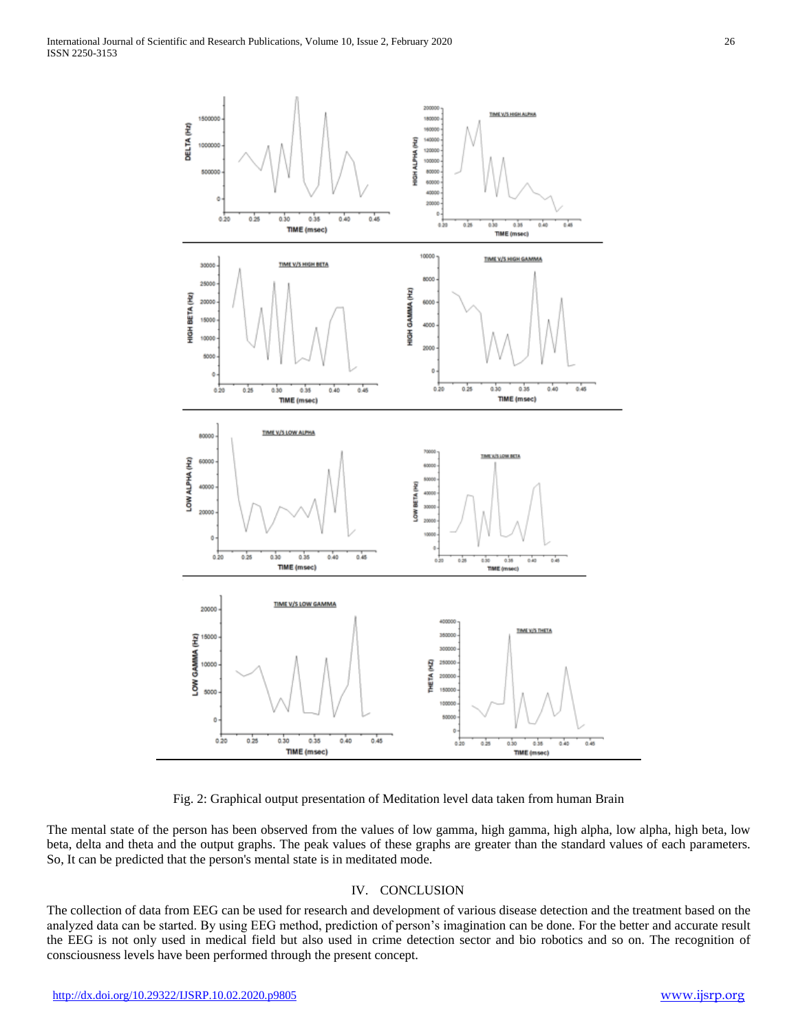Fig. 2: Graphical output presentation of Meditation level data taken from human Brain

The mental state of the person has been observed from the values of low gamma, high gamma, high alpha, low alpha, high beta, low beta, delta and theta and the output graphs. The peak values of these graphs are greater than the standard values of each parameters. So, It can be predicted that the person's mental state is in meditated mode.

## IV. CONCLUSION

The collection of data from EEG can be used for research and development of various disease detection and the treatment based on the analyzed data can be started. By using EEG method, prediction of person's imagination can be done. For the better and accurate result the EEG is not only used in medical field but also used in crime detection sector and bio robotics and so on. The recognition of consciousness levels have been performed through the present concept.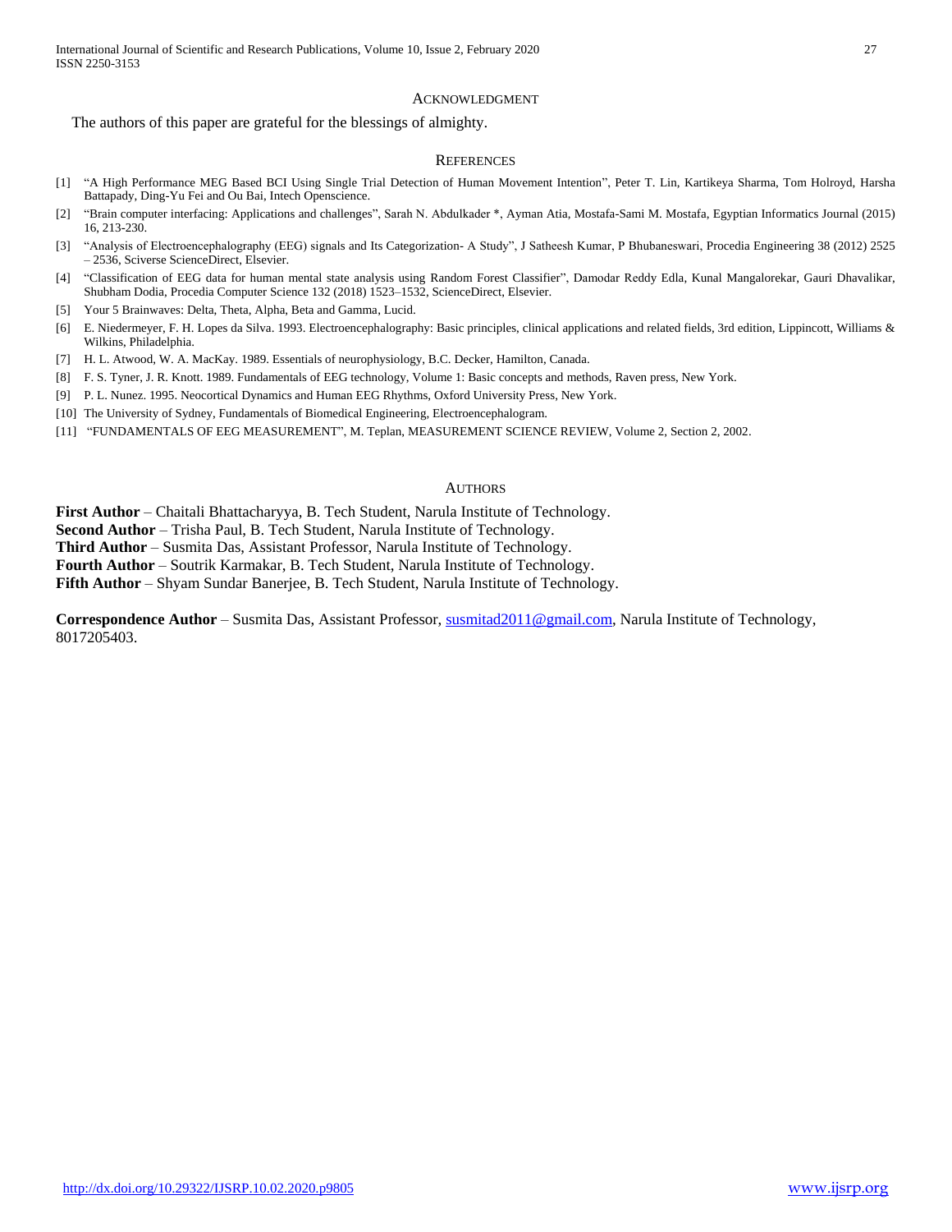## ACKNOWLEDGMENT

The authors of this paper are grateful for the blessings of almighty.

## REFERENCES

[1] "A High Performance MEG Based BCI Using Single Trial Detection of Human Movement Intention", Peter T. Lin, Kartikeya Sharma, Tom Holroyd, Harsha Battapady, Ding-Yu Fei and Ou Bai, Intech Openscience.

[2] "Brain computer interfacing: Applications and challenges", Sarah N. Abdulkader *, Ayman Atia, Mostafa-Sami M. Mostafa, Egyptian Informatics Journal (2015) 16, 213-230.

[3] "Analysis of Electroencephalography (EEG) signals and Its Categorization- A Study", J Satheesh Kumar, P Bhubaneswari, Procedia Engineering 38 (2012) 2525 – 2536, Sciverse ScienceDirect, Elsevier.

[4] "Classification of EEG data for human mental state analysis using Random Forest Classifier", Damodar Reddy Edla, Kunal Mangalorekar, Gauri Dhavalikar, Shubham Dodia, Procedia Computer Science 132 (2018) 1523–1532, ScienceDirect, Elsevier.

[5] Your 5 Brainwaves: Delta, Theta, Alpha, Beta and Gamma, Lucid.

[6] E. Niedermeyer, F. H. Lopes da Silva. 1993. Electroencephalography: Basic principles, clinical applications and related fields, 3rd edition, Lippincott, Williams & Wilkins, Philadelphia.

[7] H. L. Atwood, W. A. MacKay. 1989. Essentials of neurophysiology, B.C. Decker, Hamilton, Canada.

[8] F. S. Tyner, J. R. Knott. 1989. Fundamentals of EEG technology, Volume 1: Basic concepts and methods, Raven press, New York.

[9] P. L. Nunez. 1995. Neocortical Dynamics and Human EEG Rhythms, Oxford University Press, New York.

[10] The University of Sydney, Fundamentals of Biomedical Engineering, Electroencephalogram.

[11] "FUNDAMENTALS OF EEG MEASUREMENT", M. Teplan, MEASUREMENT SCIENCE REVIEW, Volume 2, Section 2, 2002.

## AUTHORS

**First Author** – Chaitali Bhattacharyya, B. Tech Student, Narula Institute of Technology.
**Second Author** – Trisha Paul, B. Tech Student, Narula Institute of Technology.
**Third Author** – Susmita Das, Assistant Professor, Narula Institute of Technology.
**Fourth Author** – Soutrik Karmakar, B. Tech Student, Narula Institute of Technology.
**Fifth Author** – Shyam Sundar Banerjee, B. Tech Student, Narula Institute of Technology.

**Correspondence Author** – Susmita Das, Assistant Professor, susmitad2011@gmail.com, Narula Institute of Technology, 8017205403.